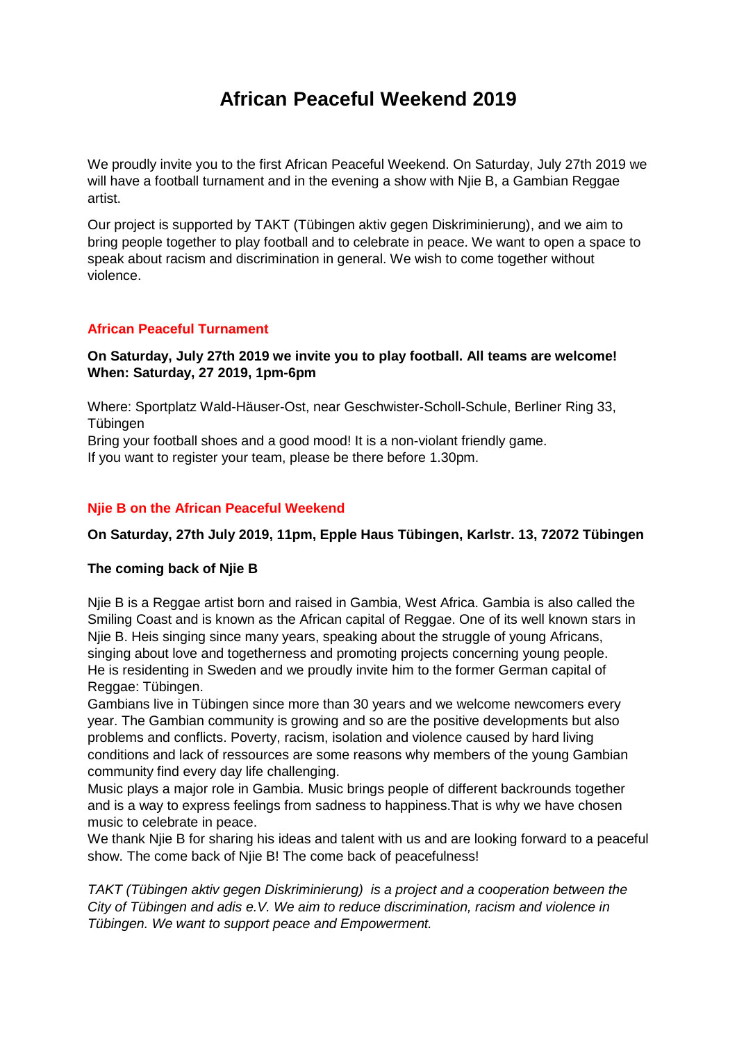# African Peaceful Weekend 2019

We proudly invite you to the first African Peaceful Weekend. On Saturday, July 27th 2019 we will have a football turnament and in the evening a show with Njie B, a Gambian Reggae artist.

Our project is supported by TAKT (Tübingen aktiv gegen Diskriminierung), and we aim to bring people together to play football and to celebrate in peace. We want to open a space to speak about racism and discrimination in general. We wish to come together without violence.

## African Peaceful Turnament

**On Saturday, July 27th 2019 we invite you to play football. All teams are welcome!**
**When: Saturday, 27 2019, 1pm-6pm**

Where: Sportplatz Wald-Häuser-Ost, near Geschwister-Scholl-Schule, Berliner Ring 33, Tübingen
Bring your football shoes and a good mood! It is a non-violant friendly game.
If you want to register your team, please be there before 1.30pm.

## Njie B on the African Peaceful Weekend

**On Saturday, 27th July 2019, 11pm, Epple Haus Tübingen, Karlstr. 13, 72072 Tübingen**

### The coming back of Njie B

Njie B is a Reggae artist born and raised in Gambia, West Africa. Gambia is also called the Smiling Coast and is known as the African capital of Reggae. One of its well known stars in Njie B. Heis singing since many years, speaking about the struggle of young Africans, singing about love and togetherness and promoting projects concerning young people. He is residenting in Sweden and we proudly invite him to the former German capital of Reggae: Tübingen.
Gambians live in Tübingen since more than 30 years and we welcome newcomers every year. The Gambian community is growing and so are the positive developments but also problems and conflicts. Poverty, racism, isolation and violence caused by hard living conditions and lack of ressources are some reasons why members of the young Gambian community find every day life challenging.
Music plays a major role in Gambia. Music brings people of different backrounds together and is a way to express feelings from sadness to happiness.That is why we have chosen music to celebrate in peace.
We thank Njie B for sharing his ideas and talent with us and are looking forward to a peaceful show. The come back of Njie B! The come back of peacefulness!

*TAKT (Tübingen aktiv gegen Diskriminierung) is a project and a cooperation between the City of Tübingen and adis e.V. We aim to reduce discrimination, racism and violence in Tübingen. We want to support peace and Empowerment.*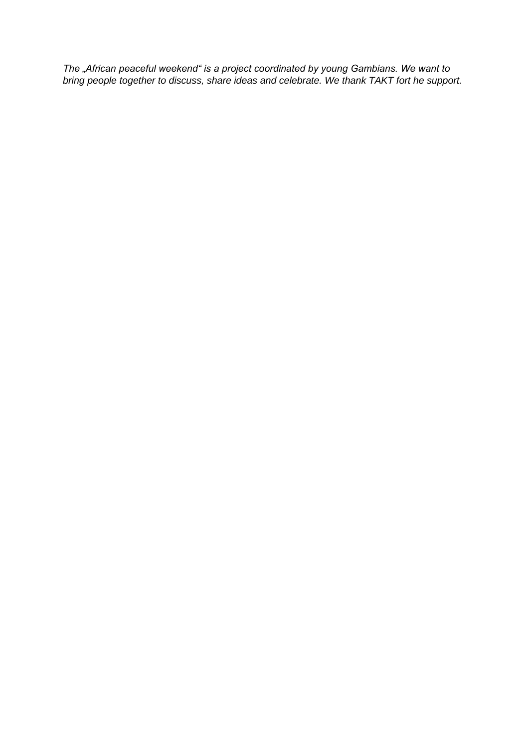*The „African peaceful weekend“ is a project coordinated by young Gambians. We want to bring people together to discuss, share ideas and celebrate. We thank TAKT fort he support.*